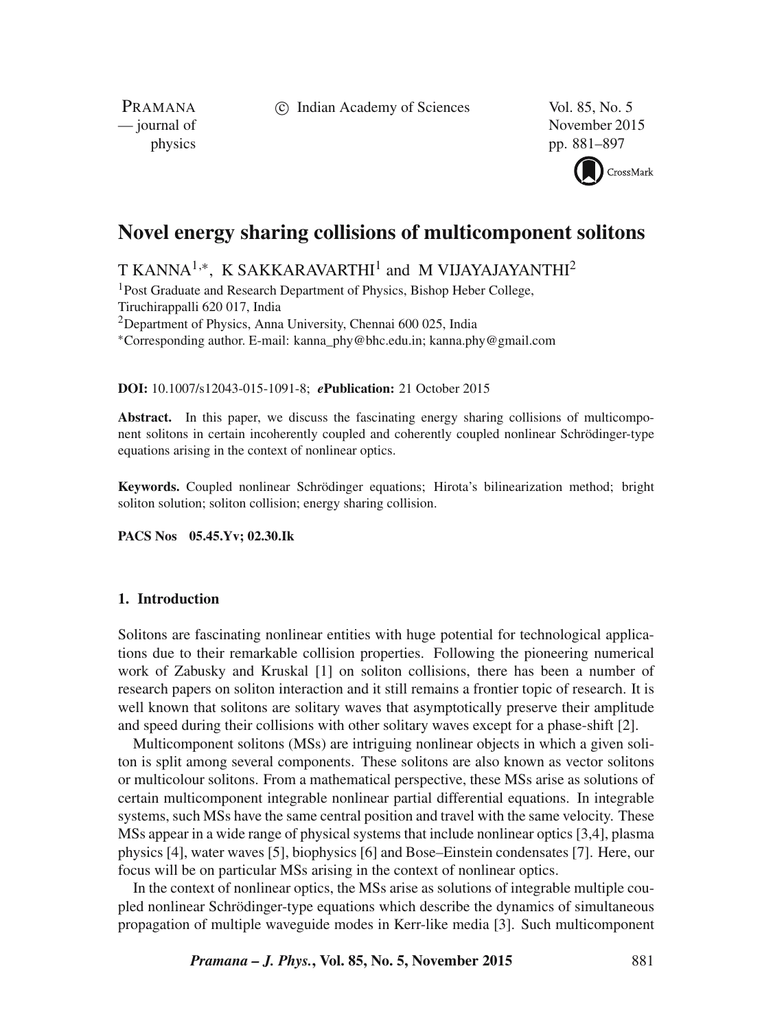# Novel energy sharing collisions of multicomponent solitons

T KANNA[1,*], K SAKKARAVARTHI[1] and M VIJAYAJAYANTHI[2]

[1]Post Graduate and Research Department of Physics, Bishop Heber College, Tiruchirappalli 620 017, India

[2]Department of Physics, Anna University, Chennai 600 025, India

*Corresponding author. E-mail: kanna_phy@bhc.edu.in; kanna.phy@gmail.com

**DOI:** 10.1007/s12043-015-1091-8; ***e*Publication:** 21 October 2015

**Abstract.** In this paper, we discuss the fascinating energy sharing collisions of multicomponent solitons in certain incoherently coupled and coherently coupled nonlinear Schrödinger-type equations arising in the context of nonlinear optics.

**Keywords.** Coupled nonlinear Schrödinger equations; Hirota's bilinearization method; bright soliton solution; soliton collision; energy sharing collision.

**PACS Nos** **05.45.Yv; 02.30.Ik**

## 1. Introduction

Solitons are fascinating nonlinear entities with huge potential for technological applications due to their remarkable collision properties. Following the pioneering numerical work of Zabusky and Kruskal [1] on soliton collisions, there has been a number of research papers on soliton interaction and it still remains a frontier topic of research. It is well known that solitons are solitary waves that asymptotically preserve their amplitude and speed during their collisions with other solitary waves except for a phase-shift [2].

Multicomponent solitons (MSs) are intriguing nonlinear objects in which a given soliton is split among several components. These solitons are also known as vector solitons or multicolour solitons. From a mathematical perspective, these MSs arise as solutions of certain multicomponent integrable nonlinear partial differential equations. In integrable systems, such MSs have the same central position and travel with the same velocity. These MSs appear in a wide range of physical systems that include nonlinear optics [3,4], plasma physics [4], water waves [5], biophysics [6] and Bose–Einstein condensates [7]. Here, our focus will be on particular MSs arising in the context of nonlinear optics.

In the context of nonlinear optics, the MSs arise as solutions of integrable multiple coupled nonlinear Schrödinger-type equations which describe the dynamics of simultaneous propagation of multiple waveguide modes in Kerr-like media [3]. Such multicomponent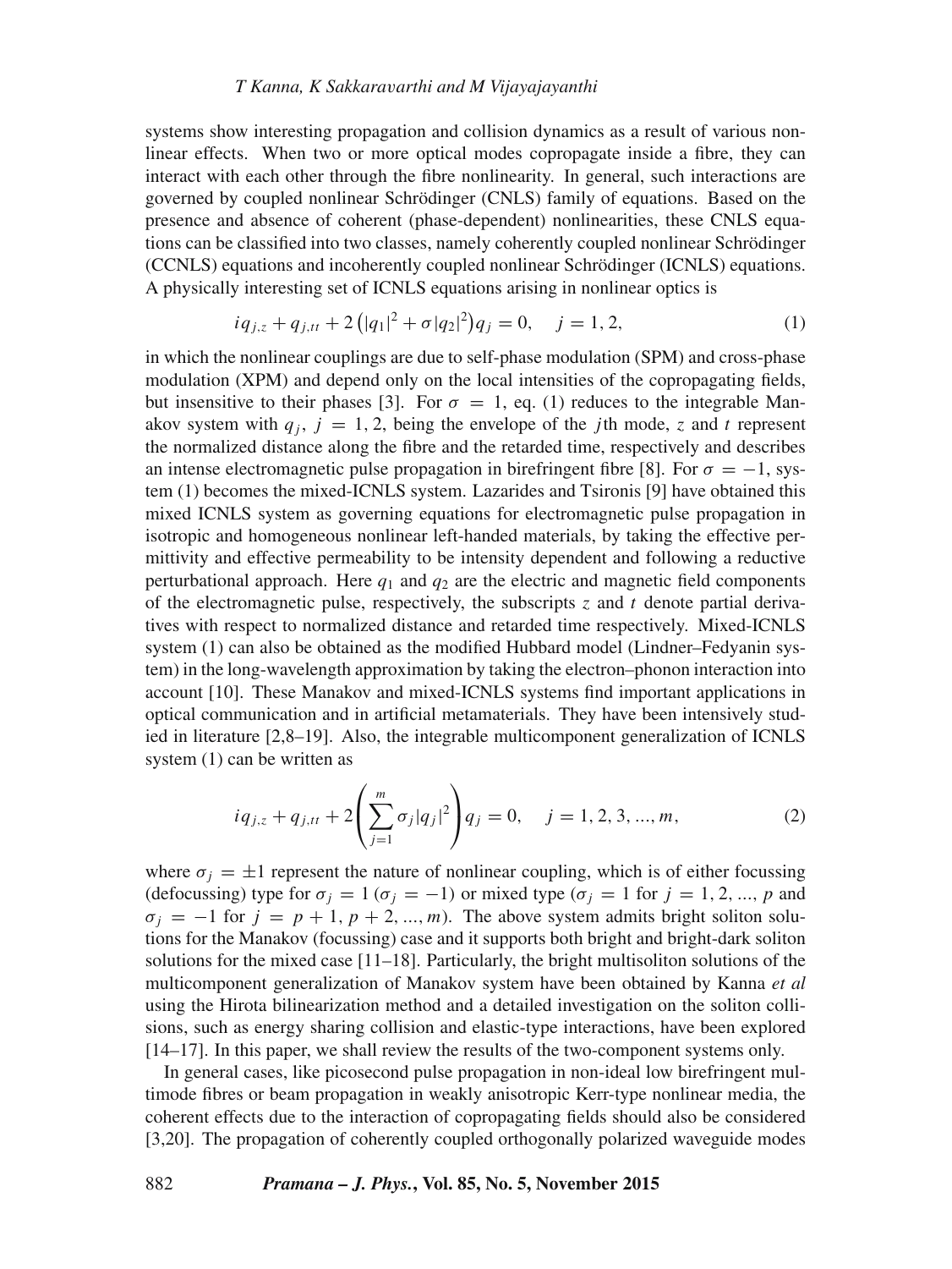systems show interesting propagation and collision dynamics as a result of various nonlinear effects. When two or more optical modes copropagate inside a fibre, they can interact with each other through the fibre nonlinearity. In general, such interactions are governed by coupled nonlinear Schrödinger (CNLS) family of equations. Based on the presence and absence of coherent (phase-dependent) nonlinearities, these CNLS equations can be classified into two classes, namely coherently coupled nonlinear Schrödinger (CCNLS) equations and incoherently coupled nonlinear Schrödinger (ICNLS) equations. A physically interesting set of ICNLS equations arising in nonlinear optics is

$$iq_{j,z} + q_{j,tt} + 2\left(|q_1|^2 + \sigma|q_2|^2\right)q_j = 0, \quad j = 1, 2, \tag{1}$$

in which the nonlinear couplings are due to self-phase modulation (SPM) and cross-phase modulation (XPM) and depend only on the local intensities of the copropagating fields, but insensitive to their phases [3]. For $\sigma = 1$, eq. (1) reduces to the integrable Manakov system with $q_j$, $j = 1, 2$, being the envelope of the $j$th mode, $z$ and $t$ represent the normalized distance along the fibre and the retarded time, respectively and describes an intense electromagnetic pulse propagation in birefringent fibre [8]. For $\sigma = -1$, system (1) becomes the mixed-ICNLS system. Lazarides and Tsironis [9] have obtained this mixed ICNLS system as governing equations for electromagnetic pulse propagation in isotropic and homogeneous nonlinear left-handed materials, by taking the effective permittivity and effective permeability to be intensity dependent and following a reductive perturbational approach. Here $q_1$ and $q_2$ are the electric and magnetic field components of the electromagnetic pulse, respectively, the subscripts $z$ and $t$ denote partial derivatives with respect to normalized distance and retarded time respectively. Mixed-ICNLS system (1) can also be obtained as the modified Hubbard model (Lindner–Fedyanin system) in the long-wavelength approximation by taking the electron–phonon interaction into account [10]. These Manakov and mixed-ICNLS systems find important applications in optical communication and in artificial metamaterials. They have been intensively studied in literature [2,8–19]. Also, the integrable multicomponent generalization of ICNLS system (1) can be written as

$$iq_{j,z} + q_{j,tt} + 2\left(\sum_{j=1}^{m} \sigma_j |q_j|^2\right)q_j = 0, \quad j = 1, 2, 3, ..., m, \tag{2}$$

where $\sigma_j = \pm 1$ represent the nature of nonlinear coupling, which is of either focussing (defocussing) type for $\sigma_j = 1$ ($\sigma_j = -1$) or mixed type ($\sigma_j = 1$ for $j = 1, 2, ..., p$ and $\sigma_j = -1$ for $j = p + 1, p + 2, ..., m$). The above system admits bright soliton solutions for the Manakov (focussing) case and it supports both bright and bright-dark soliton solutions for the mixed case [11–18]. Particularly, the bright multisoliton solutions of the multicomponent generalization of Manakov system have been obtained by Kanna *et al* using the Hirota bilinearization method and a detailed investigation on the soliton collisions, such as energy sharing collision and elastic-type interactions, have been explored [14–17]. In this paper, we shall review the results of the two-component systems only.

In general cases, like picosecond pulse propagation in non-ideal low birefringent multimode fibres or beam propagation in weakly anisotropic Kerr-type nonlinear media, the coherent effects due to the interaction of copropagating fields should also be considered [3,20]. The propagation of coherently coupled orthogonally polarized waveguide modes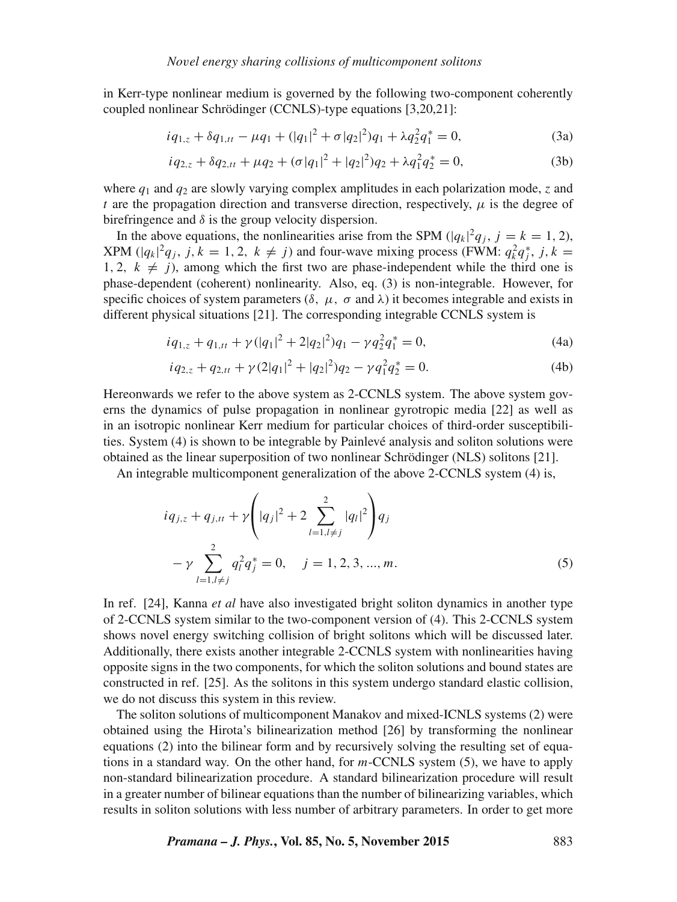in Kerr-type nonlinear medium is governed by the following two-component coherently coupled nonlinear Schrödinger (CCNLS)-type equations [3,20,21]:

$$iq_{1,z} + \delta q_{1,tt} - \mu q_1 + (|q_1|^2 + \sigma|q_2|^2)q_1 + \lambda q_2^2 q_1^* = 0, \tag{3a}$$

$$iq_{2,z} + \delta q_{2,tt} + \mu q_2 + (\sigma|q_1|^2 + |q_2|^2)q_2 + \lambda q_1^2 q_2^* = 0, \tag{3b}$$

where $q_1$ and $q_2$ are slowly varying complex amplitudes in each polarization mode, $z$ and $t$ are the propagation direction and transverse direction, respectively, $\mu$ is the degree of birefringence and $\delta$ is the group velocity dispersion.

In the above equations, the nonlinearities arise from the SPM ($|q_k|^2 q_j,\ j = k = 1, 2$), XPM ($|q_k|^2 q_j,\ j, k = 1, 2,\ k \neq j$) and four-wave mixing process (FWM: $q_k^2 q_j^*,\ j, k = 1, 2,\ k \neq j$), among which the first two are phase-independent while the third one is phase-dependent (coherent) nonlinearity. Also, eq. (3) is non-integrable. However, for specific choices of system parameters ($\delta,\ \mu,\ \sigma$ and $\lambda$) it becomes integrable and exists in different physical situations [21]. The corresponding integrable CCNLS system is

$$iq_{1,z} + q_{1,tt} + \gamma(|q_1|^2 + 2|q_2|^2)q_1 - \gamma q_2^2 q_1^* = 0, \tag{4a}$$

$$iq_{2,z} + q_{2,tt} + \gamma(2|q_1|^2 + |q_2|^2)q_2 - \gamma q_1^2 q_2^* = 0. \tag{4b}$$

Hereonwards we refer to the above system as 2-CCNLS system. The above system governs the dynamics of pulse propagation in nonlinear gyrotropic media [22] as well as in an isotropic nonlinear Kerr medium for particular choices of third-order susceptibilities. System (4) is shown to be integrable by Painlevé analysis and soliton solutions were obtained as the linear superposition of two nonlinear Schrödinger (NLS) solitons [21].

An integrable multicomponent generalization of the above 2-CCNLS system (4) is,

$$iq_{j,z} + q_{j,tt} + \gamma\left(|q_j|^2 + 2\sum_{l=1, l\neq j}^{2} |q_l|^2\right)q_j - \gamma \sum_{l=1, l\neq j}^{2} q_l^2 q_j^* = 0, \quad j = 1, 2, 3, ..., m. \tag{5}$$

In ref. [24], Kanna *et al* have also investigated bright soliton dynamics in another type of 2-CCNLS system similar to the two-component version of (4). This 2-CCNLS system shows novel energy switching collision of bright solitons which will be discussed later. Additionally, there exists another integrable 2-CCNLS system with nonlinearities having opposite signs in the two components, for which the soliton solutions and bound states are constructed in ref. [25]. As the solitons in this system undergo standard elastic collision, we do not discuss this system in this review.

The soliton solutions of multicomponent Manakov and mixed-ICNLS systems (2) were obtained using the Hirota's bilinearization method [26] by transforming the nonlinear equations (2) into the bilinear form and by recursively solving the resulting set of equations in a standard way. On the other hand, for $m$-CCNLS system (5), we have to apply non-standard bilinearization procedure. A standard bilinearization procedure will result in a greater number of bilinear equations than the number of bilinearizing variables, which results in soliton solutions with less number of arbitrary parameters. In order to get more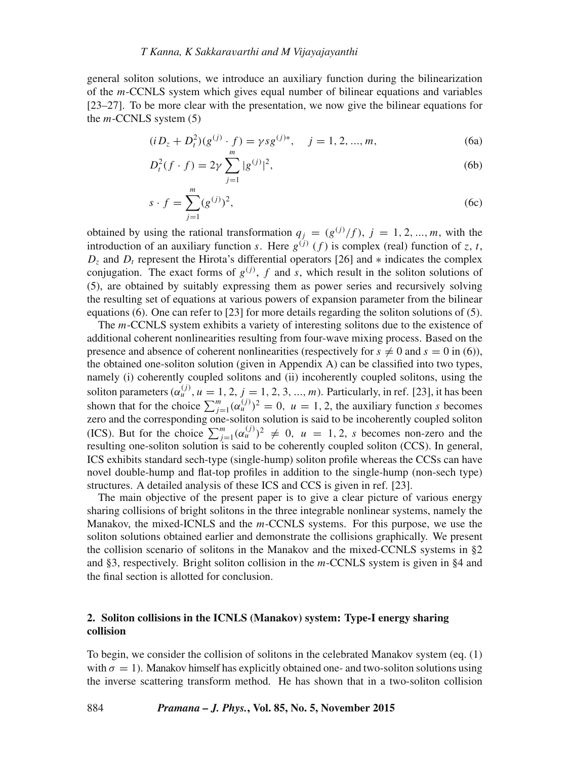general soliton solutions, we introduce an auxiliary function during the bilinearization of the $m$-CCNLS system which gives equal number of bilinear equations and variables [23–27]. To be more clear with the presentation, we now give the bilinear equations for the $m$-CCNLS system (5)

$$(iD_z + D_t^2)(g^{(j)} \cdot f) = \gamma s g^{(j)*}, \quad j = 1, 2, ..., m, \tag{6a}$$

$$D_t^2(f \cdot f) = 2\gamma \sum_{j=1}^{m} |g^{(j)}|^2, \tag{6b}$$

$$s \cdot f = \sum_{j=1}^{m} (g^{(j)})^2, \tag{6c}$$

obtained by using the rational transformation $q_j = (g^{(j)}/f)$, $j = 1, 2, ..., m$, with the introduction of an auxiliary function $s$. Here $g^{(j)}$ ($f$) is complex (real) function of $z$, $t$, $D_z$ and $D_t$ represent the Hirota's differential operators [26] and $*$ indicates the complex conjugation. The exact forms of $g^{(j)}$, $f$ and $s$, which result in the soliton solutions of (5), are obtained by suitably expressing them as power series and recursively solving the resulting set of equations at various powers of expansion parameter from the bilinear equations (6). One can refer to [23] for more details regarding the soliton solutions of (5).

The $m$-CCNLS system exhibits a variety of interesting solitons due to the existence of additional coherent nonlinearities resulting from four-wave mixing process. Based on the presence and absence of coherent nonlinearities (respectively for $s \neq 0$ and $s = 0$ in (6)), the obtained one-soliton solution (given in Appendix A) can be classified into two types, namely (i) coherently coupled solitons and (ii) incoherently coupled solitons, using the soliton parameters ($\alpha_u^{(j)}, u = 1, 2, j = 1, 2, 3, ..., m$). Particularly, in ref. [23], it has been shown that for the choice $\sum_{j=1}^{m} (\alpha_u^{(j)})^2 = 0$, $u = 1, 2$, the auxiliary function $s$ becomes zero and the corresponding one-soliton solution is said to be incoherently coupled soliton (ICS). But for the choice $\sum_{j=1}^{m} (\alpha_u^{(j)})^2 \neq 0$, $u = 1, 2$, $s$ becomes non-zero and the resulting one-soliton solution is said to be coherently coupled soliton (CCS). In general, ICS exhibits standard sech-type (single-hump) soliton profile whereas the CCSs can have novel double-hump and flat-top profiles in addition to the single-hump (non-sech type) structures. A detailed analysis of these ICS and CCS is given in ref. [23].

The main objective of the present paper is to give a clear picture of various energy sharing collisions of bright solitons in the three integrable nonlinear systems, namely the Manakov, the mixed-ICNLS and the $m$-CCNLS systems. For this purpose, we use the soliton solutions obtained earlier and demonstrate the collisions graphically. We present the collision scenario of solitons in the Manakov and the mixed-CCNLS systems in §2 and §3, respectively. Bright soliton collision in the $m$-CCNLS system is given in §4 and the final section is allotted for conclusion.

## 2. Soliton collisions in the ICNLS (Manakov) system: Type-I energy sharing collision

To begin, we consider the collision of solitons in the celebrated Manakov system (eq. (1) with $\sigma = 1$). Manakov himself has explicitly obtained one- and two-soliton solutions using the inverse scattering transform method. He has shown that in a two-soliton collision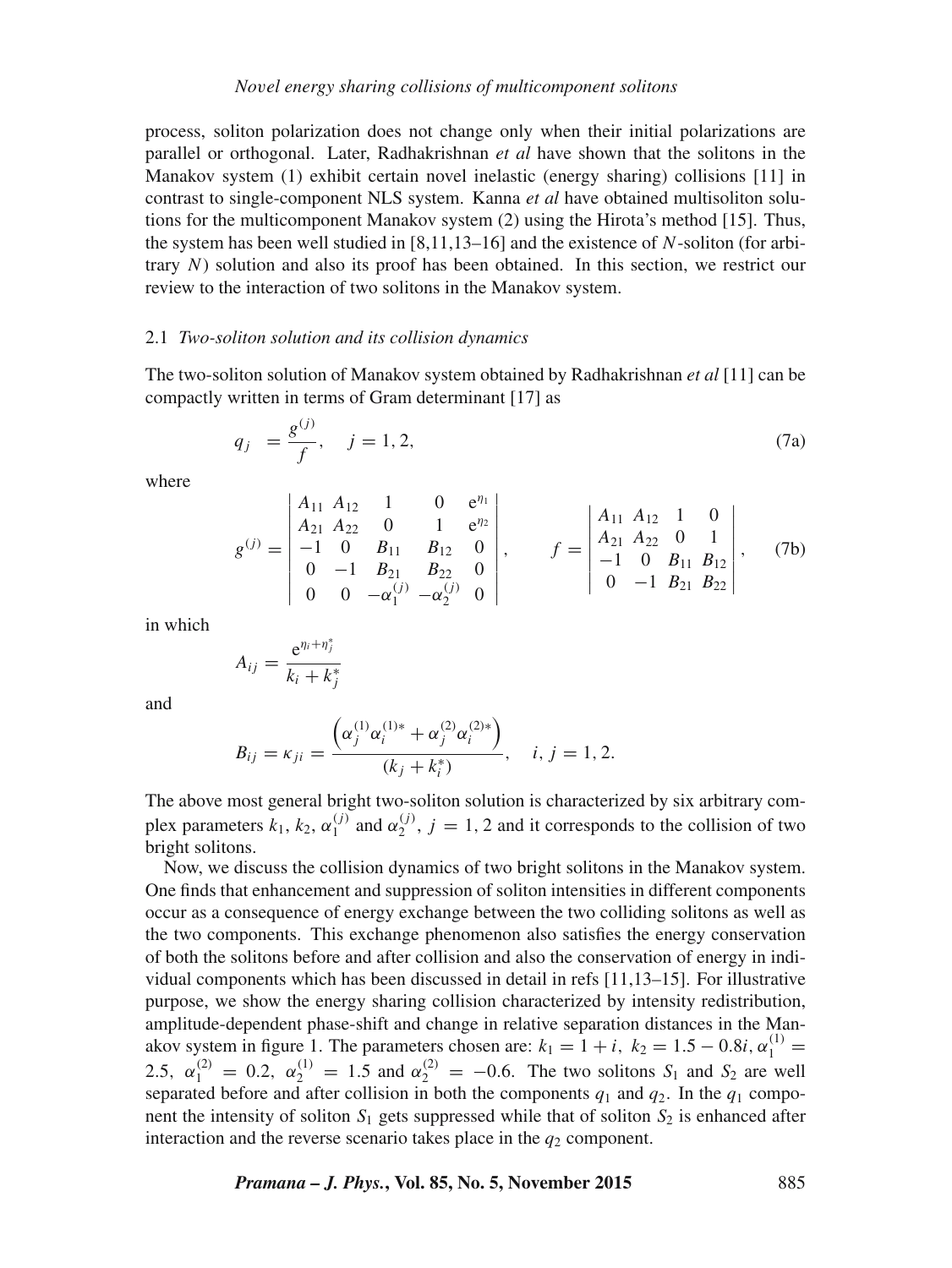process, soliton polarization does not change only when their initial polarizations are parallel or orthogonal. Later, Radhakrishnan *et al* have shown that the solitons in the Manakov system (1) exhibit certain novel inelastic (energy sharing) collisions [11] in contrast to single-component NLS system. Kanna *et al* have obtained multisoliton solutions for the multicomponent Manakov system (2) using the Hirota's method [15]. Thus, the system has been well studied in [8,11,13–16] and the existence of $N$-soliton (for arbitrary $N$) solution and also its proof has been obtained. In this section, we restrict our review to the interaction of two solitons in the Manakov system.

### 2.1 *Two-soliton solution and its collision dynamics*

The two-soliton solution of Manakov system obtained by Radhakrishnan *et al* [11] can be compactly written in terms of Gram determinant [17] as

$$q_j = \frac{g^{(j)}}{f}, \quad j = 1, 2, \tag{7a}$$

where

$$g^{(j)} = \begin{vmatrix} A_{11} & A_{12} & 1 & 0 & e^{\eta_1} \\ A_{21} & A_{22} & 0 & 1 & e^{\eta_2} \\ -1 & 0 & B_{11} & B_{12} & 0 \\ 0 & -1 & B_{21} & B_{22} & 0 \\ 0 & 0 & -\alpha_1^{(j)} & -\alpha_2^{(j)} & 0 \end{vmatrix}, \qquad f = \begin{vmatrix} A_{11} & A_{12} & 1 & 0 \\ A_{21} & A_{22} & 0 & 1 \\ -1 & 0 & B_{11} & B_{12} \\ 0 & -1 & B_{21} & B_{22} \end{vmatrix}, \tag{7b}$$

in which

$$A_{ij} = \frac{e^{\eta_i + \eta_j^*}}{k_i + k_j^*}$$

and

$$B_{ij} = \kappa_{ji} = \frac{\left(\alpha_j^{(1)}\alpha_i^{(1)*} + \alpha_j^{(2)}\alpha_i^{(2)*}\right)}{(k_j + k_i^*)}, \quad i, j = 1, 2.$$

The above most general bright two-soliton solution is characterized by six arbitrary complex parameters $k_1$, $k_2$, $\alpha_1^{(j)}$ and $\alpha_2^{(j)}$, $j = 1, 2$ and it corresponds to the collision of two bright solitons.

Now, we discuss the collision dynamics of two bright solitons in the Manakov system. One finds that enhancement and suppression of soliton intensities in different components occur as a consequence of energy exchange between the two colliding solitons as well as the two components. This exchange phenomenon also satisfies the energy conservation of both the solitons before and after collision and also the conservation of energy in individual components which has been discussed in detail in refs [11,13–15]. For illustrative purpose, we show the energy sharing collision characterized by intensity redistribution, amplitude-dependent phase-shift and change in relative separation distances in the Manakov system in figure 1. The parameters chosen are: $k_1 = 1 + i$, $k_2 = 1.5 - 0.8i$, $\alpha_1^{(1)} = 2.5$, $\alpha_1^{(2)} = 0.2$, $\alpha_2^{(1)} = 1.5$ and $\alpha_2^{(2)} = -0.6$. The two solitons $S_1$ and $S_2$ are well separated before and after collision in both the components $q_1$ and $q_2$. In the $q_1$ component the intensity of soliton $S_1$ gets suppressed while that of soliton $S_2$ is enhanced after interaction and the reverse scenario takes place in the $q_2$ component.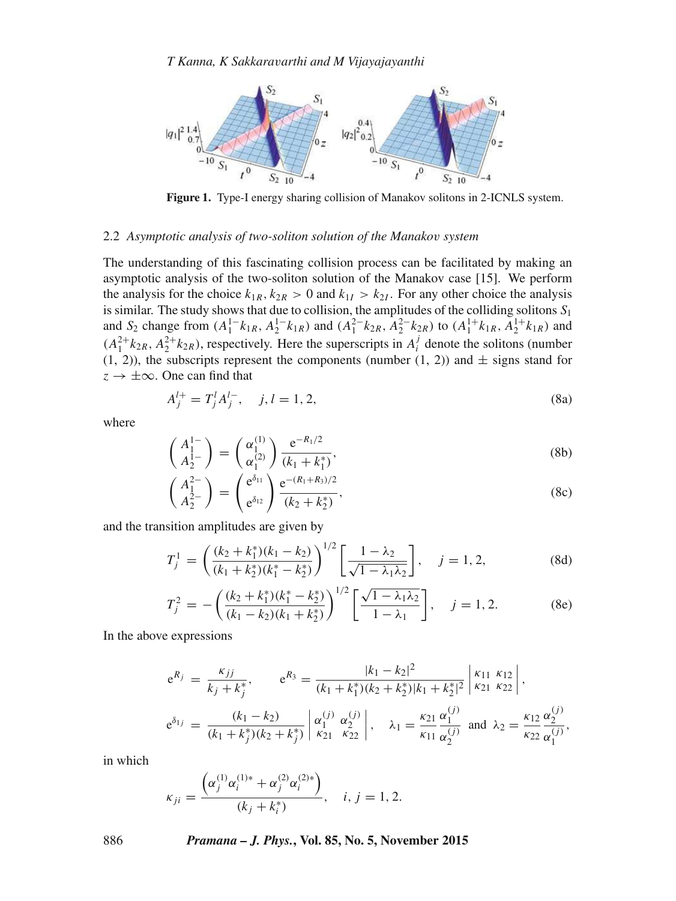**Figure 1.** Type-I energy sharing collision of Manakov solitons in 2-ICNLS system.

### 2.2 *Asymptotic analysis of two-soliton solution of the Manakov system*

The understanding of this fascinating collision process can be facilitated by making an asymptotic analysis of the two-soliton solution of the Manakov case [15]. We perform the analysis for the choice $k_{1R}, k_{2R} > 0$ and $k_{1I} > k_{2I}$. For any other choice the analysis is similar. The study shows that due to collision, the amplitudes of the colliding solitons $S_1$ and $S_2$ change from $(A_1^{1-}k_{1R}, A_2^{1-}k_{1R})$ and $(A_1^{2-}k_{2R}, A_2^{2-}k_{2R})$ to $(A_1^{1+}k_{1R}, A_2^{1+}k_{1R})$ and $(A_1^{2+}k_{2R}, A_2^{2+}k_{2R})$, respectively. Here the superscripts in $A_i^j$ denote the solitons (number (1, 2)), the subscripts represent the components (number (1, 2)) and $\pm$ signs stand for $z \to \pm\infty$. One can find that

$$A_j^{l+} = T_j^l A_j^{l-}, \quad j, l = 1, 2, \tag{8a}$$

where

$$\begin{pmatrix} A_1^{1-} \\ A_2^{1-} \end{pmatrix} = \begin{pmatrix} \alpha_1^{(1)} \\ \alpha_1^{(2)} \end{pmatrix} \frac{\mathrm{e}^{-R_1/2}}{(k_1 + k_1^*)}, \tag{8b}$$

$$\begin{pmatrix} A_1^{2-} \\ A_2^{2-} \end{pmatrix} = \begin{pmatrix} \mathrm{e}^{\delta_{11}} \\ \mathrm{e}^{\delta_{12}} \end{pmatrix} \frac{\mathrm{e}^{-(R_1+R_3)/2}}{(k_2 + k_2^*)}, \tag{8c}$$

and the transition amplitudes are given by

$$T_j^1 = \left( \frac{(k_2 + k_1^*)(k_1 - k_2)}{(k_1 + k_2^*)(k_1^* - k_2^*)} \right)^{1/2} \left[ \frac{1 - \lambda_2}{\sqrt{1 - \lambda_1 \lambda_2}} \right], \quad j = 1, 2, \tag{8d}$$

$$T_j^2 = -\left( \frac{(k_2 + k_1^*)(k_1^* - k_2^*)}{(k_1 - k_2)(k_1 + k_2^*)} \right)^{1/2} \left[ \frac{\sqrt{1 - \lambda_1 \lambda_2}}{1 - \lambda_1} \right], \quad j = 1, 2. \tag{8e}$$

In the above expressions

$$\mathrm{e}^{R_j} = \frac{\kappa_{jj}}{k_j + k_j^*}, \qquad \mathrm{e}^{R_3} = \frac{|k_1 - k_2|^2}{(k_1 + k_1^*)(k_2 + k_2^*)|k_1 + k_2^*|^2} \begin{vmatrix} \kappa_{11} & \kappa_{12} \\ \kappa_{21} & \kappa_{22} \end{vmatrix},$$

$$\mathrm{e}^{\delta_{1j}} = \frac{(k_1 - k_2)}{(k_1 + k_j^*)(k_2 + k_j^*)} \begin{vmatrix} \alpha_1^{(j)} & \alpha_2^{(j)} \\ \kappa_{21} & \kappa_{22} \end{vmatrix}, \quad \lambda_1 = \frac{\kappa_{21}}{\kappa_{11}} \frac{\alpha_1^{(j)}}{\alpha_2^{(j)}} \text{ and } \lambda_2 = \frac{\kappa_{12}}{\kappa_{22}} \frac{\alpha_2^{(j)}}{\alpha_1^{(j)}},$$

in which

$$\kappa_{ji} = \frac{\left( \alpha_j^{(1)} \alpha_i^{(1)*} + \alpha_j^{(2)} \alpha_i^{(2)*} \right)}{(k_j + k_i^*)}, \quad i, j = 1, 2.$$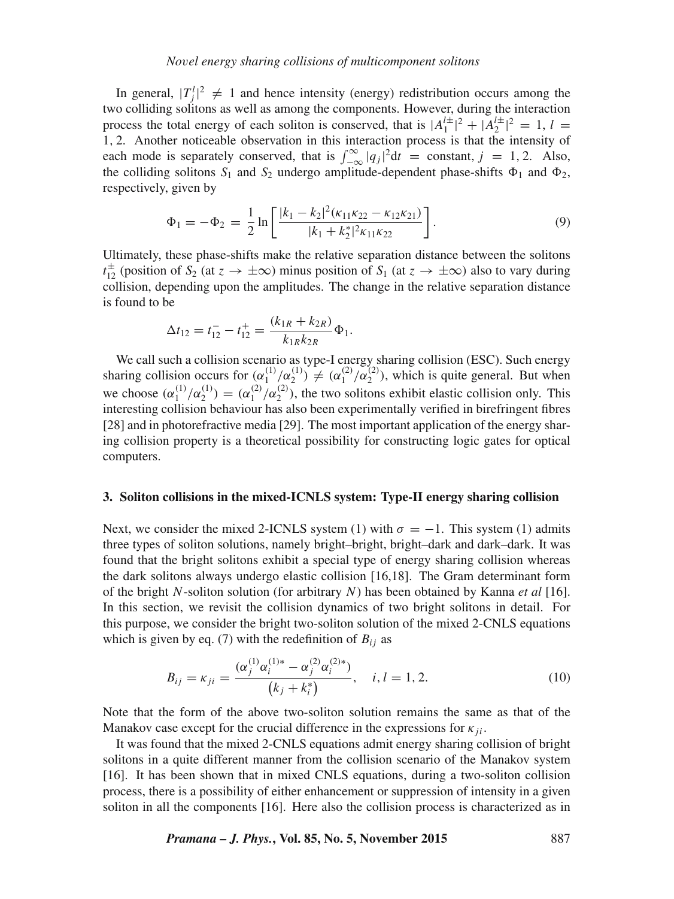In general, $|T_j^l|^2 \neq 1$ and hence intensity (energy) redistribution occurs among the two colliding solitons as well as among the components. However, during the interaction process the total energy of each soliton is conserved, that is $|A_1^{l\pm}|^2 + |A_2^{l\pm}|^2 = 1$, $l = 1, 2$. Another noticeable observation in this interaction process is that the intensity of each mode is separately conserved, that is $\int_{-\infty}^{\infty} |q_j|^2 \mathrm{d}t = \text{constant}$, $j = 1, 2$. Also, the colliding solitons $S_1$ and $S_2$ undergo amplitude-dependent phase-shifts $\Phi_1$ and $\Phi_2$, respectively, given by

$$\Phi_1 = -\Phi_2 = \frac{1}{2} \ln \left[ \frac{|k_1 - k_2|^2 (\kappa_{11}\kappa_{22} - \kappa_{12}\kappa_{21})}{|k_1 + k_2^*|^2 \kappa_{11}\kappa_{22}} \right]. \tag{9}$$

Ultimately, these phase-shifts make the relative separation distance between the solitons $t_{12}^{\pm}$ (position of $S_2$ (at $z \to \pm\infty$) minus position of $S_1$ (at $z \to \pm\infty$) also to vary during collision, depending upon the amplitudes. The change in the relative separation distance is found to be

$$\Delta t_{12} = t_{12}^{-} - t_{12}^{+} = \frac{(k_{1R} + k_{2R})}{k_{1R} k_{2R}} \Phi_1.$$

We call such a collision scenario as type-I energy sharing collision (ESC). Such energy sharing collision occurs for $(\alpha_1^{(1)}/\alpha_2^{(1)}) \neq (\alpha_1^{(2)}/\alpha_2^{(2)})$, which is quite general. But when we choose $(\alpha_1^{(1)}/\alpha_2^{(1)}) = (\alpha_1^{(2)}/\alpha_2^{(2)})$, the two solitons exhibit elastic collision only. This interesting collision behaviour has also been experimentally verified in birefringent fibres [28] and in photorefractive media [29]. The most important application of the energy sharing collision property is a theoretical possibility for constructing logic gates for optical computers.

### 3. Soliton collisions in the mixed-ICNLS system: Type-II energy sharing collision

Next, we consider the mixed 2-ICNLS system (1) with $\sigma = -1$. This system (1) admits three types of soliton solutions, namely bright–bright, bright–dark and dark–dark. It was found that the bright solitons exhibit a special type of energy sharing collision whereas the dark solitons always undergo elastic collision [16,18]. The Gram determinant form of the bright $N$-soliton solution (for arbitrary $N$) has been obtained by Kanna *et al* [16]. In this section, we revisit the collision dynamics of two bright solitons in detail. For this purpose, we consider the bright two-soliton solution of the mixed 2-CNLS equations which is given by eq. (7) with the redefinition of $B_{ij}$ as

$$B_{ij} = \kappa_{ji} = \frac{(\alpha_j^{(1)}\alpha_i^{(1)*} - \alpha_j^{(2)}\alpha_i^{(2)*})}{\left(k_j + k_i^*\right)}, \quad i, l = 1, 2. \tag{10}$$

Note that the form of the above two-soliton solution remains the same as that of the Manakov case except for the crucial difference in the expressions for $\kappa_{ji}$.

It was found that the mixed 2-CNLS equations admit energy sharing collision of bright solitons in a quite different manner from the collision scenario of the Manakov system [16]. It has been shown that in mixed CNLS equations, during a two-soliton collision process, there is a possibility of either enhancement or suppression of intensity in a given soliton in all the components [16]. Here also the collision process is characterized as in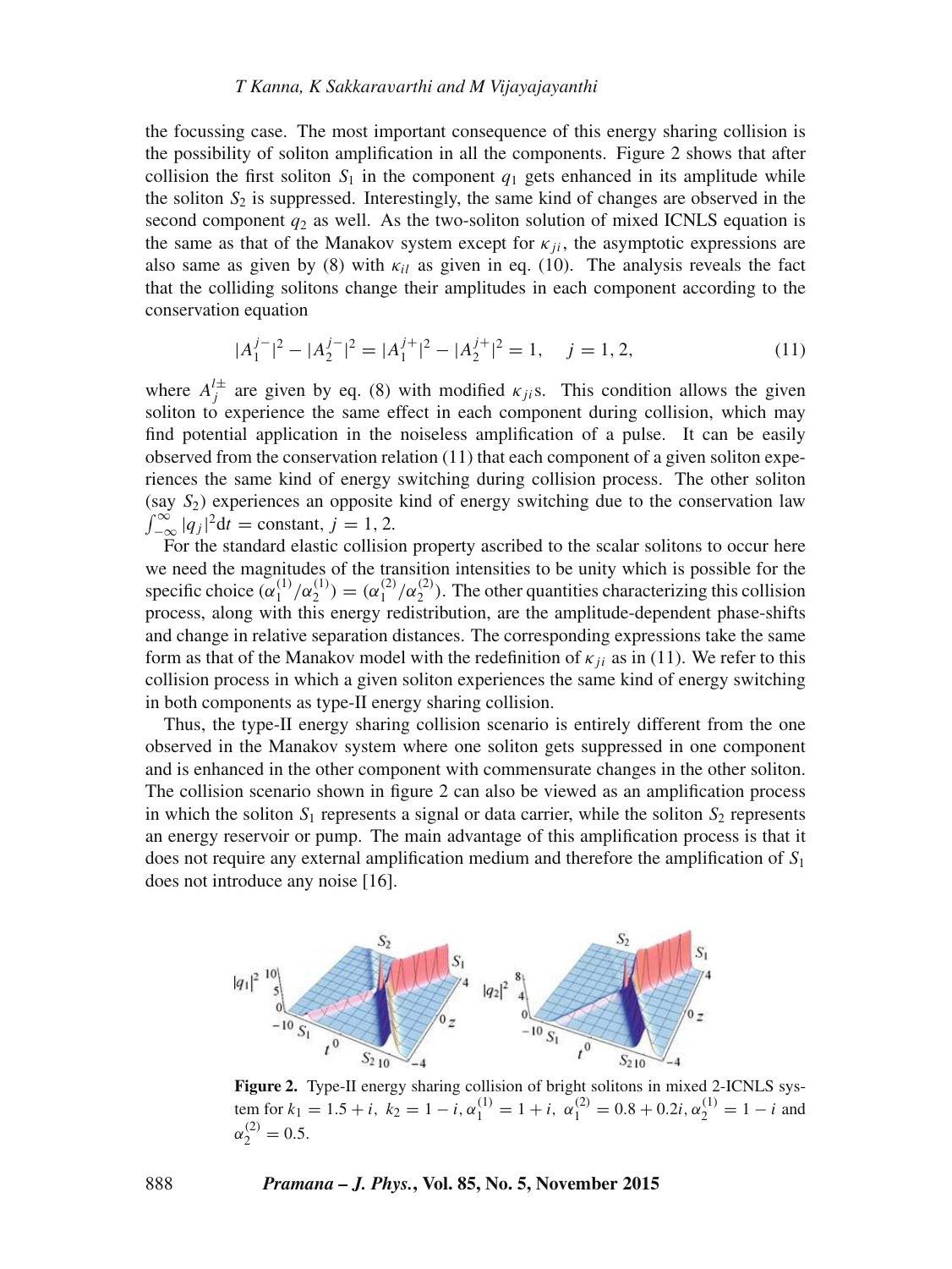the focussing case. The most important consequence of this energy sharing collision is the possibility of soliton amplification in all the components. Figure 2 shows that after collision the first soliton $S_1$ in the component $q_1$ gets enhanced in its amplitude while the soliton $S_2$ is suppressed. Interestingly, the same kind of changes are observed in the second component $q_2$ as well. As the two-soliton solution of mixed ICNLS equation is the same as that of the Manakov system except for $\kappa_{ji}$, the asymptotic expressions are also same as given by (8) with $\kappa_{il}$ as given in eq. (10). The analysis reveals the fact that the colliding solitons change their amplitudes in each component according to the conservation equation

$$|A_1^{j-}|^2 - |A_2^{j-}|^2 = |A_1^{j+}|^2 - |A_2^{j+}|^2 = 1, \quad j = 1, 2, \tag{11}$$

where $A_j^{l\pm}$ are given by eq. (8) with modified $\kappa_{ji}$s. This condition allows the given soliton to experience the same effect in each component during collision, which may find potential application in the noiseless amplification of a pulse. It can be easily observed from the conservation relation (11) that each component of a given soliton experiences the same kind of energy switching during collision process. The other soliton (say $S_2$) experiences an opposite kind of energy switching due to the conservation law $\int_{-\infty}^{\infty} |q_j|^2 \mathrm{d}t = \text{constant}$, $j = 1, 2$.

For the standard elastic collision property ascribed to the scalar solitons to occur here we need the magnitudes of the transition intensities to be unity which is possible for the specific choice $(\alpha_1^{(1)}/\alpha_2^{(1)}) = (\alpha_1^{(2)}/\alpha_2^{(2)})$. The other quantities characterizing this collision process, along with this energy redistribution, are the amplitude-dependent phase-shifts and change in relative separation distances. The corresponding expressions take the same form as that of the Manakov model with the redefinition of $\kappa_{ji}$ as in (11). We refer to this collision process in which a given soliton experiences the same kind of energy switching in both components as type-II energy sharing collision.

Thus, the type-II energy sharing collision scenario is entirely different from the one observed in the Manakov system where one soliton gets suppressed in one component and is enhanced in the other component with commensurate changes in the other soliton. The collision scenario shown in figure 2 can also be viewed as an amplification process in which the soliton $S_1$ represents a signal or data carrier, while the soliton $S_2$ represents an energy reservoir or pump. The main advantage of this amplification process is that it does not require any external amplification medium and therefore the amplification of $S_1$ does not introduce any noise [16].

**Figure 2.** Type-II energy sharing collision of bright solitons in mixed 2-ICNLS system for $k_1 = 1.5 + i$, $k_2 = 1 - i$, $\alpha_1^{(1)} = 1 + i$, $\alpha_1^{(2)} = 0.8 + 0.2i$, $\alpha_2^{(1)} = 1 - i$ and $\alpha_2^{(2)} = 0.5$.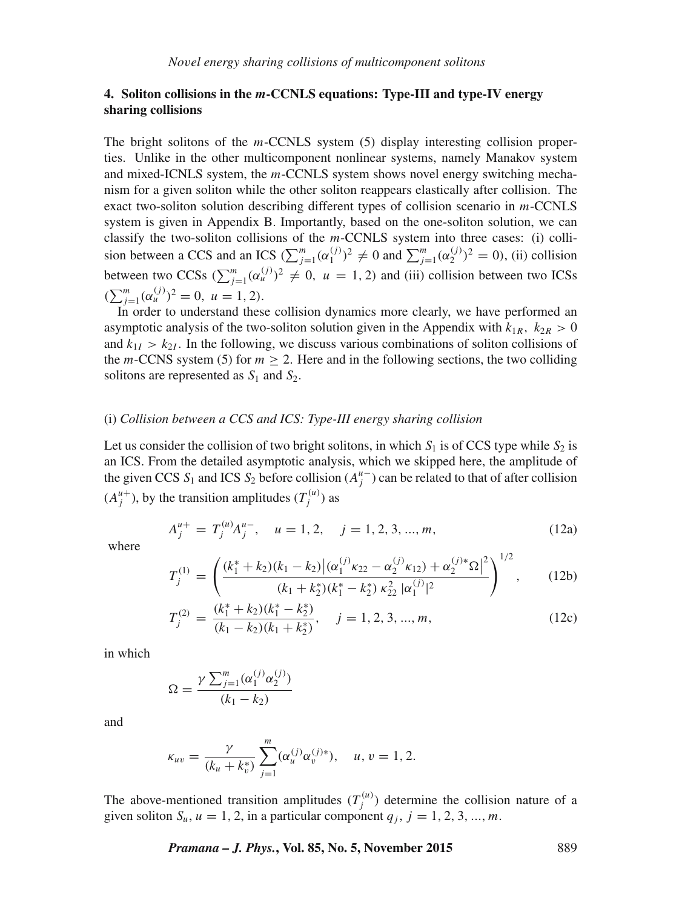## 4. Soliton collisions in the $m$-CCNLS equations: Type-III and type-IV energy sharing collisions

The bright solitons of the $m$-CCNLS system (5) display interesting collision properties. Unlike in the other multicomponent nonlinear systems, namely Manakov system and mixed-ICNLS system, the $m$-CCNLS system shows novel energy switching mechanism for a given soliton while the other soliton reappears elastically after collision. The exact two-soliton solution describing different types of collision scenario in $m$-CCNLS system is given in Appendix B. Importantly, based on the one-soliton solution, we can classify the two-soliton collisions of the $m$-CCNLS system into three cases: (i) collision between a CCS and an ICS ($\sum_{j=1}^{m}(\alpha_1^{(j)})^2 \neq 0$ and $\sum_{j=1}^{m}(\alpha_2^{(j)})^2 = 0$), (ii) collision between two CCSs ($\sum_{j=1}^{m}(\alpha_u^{(j)})^2 \neq 0,\ u = 1, 2$) and (iii) collision between two ICSs ($\sum_{j=1}^{m}(\alpha_u^{(j)})^2 = 0,\ u = 1, 2$).

In order to understand these collision dynamics more clearly, we have performed an asymptotic analysis of the two-soliton solution given in the Appendix with $k_{1R},\ k_{2R} > 0$ and $k_{1I} > k_{2I}$. In the following, we discuss various combinations of soliton collisions of the $m$-CCNS system (5) for $m \geq 2$. Here and in the following sections, the two colliding solitons are represented as $S_1$ and $S_2$.

(i) *Collision between a CCS and ICS: Type-III energy sharing collision*

Let us consider the collision of two bright solitons, in which $S_1$ is of CCS type while $S_2$ is an ICS. From the detailed asymptotic analysis, which we skipped here, the amplitude of the given CCS $S_1$ and ICS $S_2$ before collision ($A_j^{u-}$) can be related to that of after collision ($A_j^{u+}$), by the transition amplitudes ($T_j^{(u)}$) as

$$A_j^{u+} = T_j^{(u)} A_j^{u-}, \quad u = 1, 2, \quad j = 1, 2, 3, ..., m, \tag{12a}$$

where

$$T_j^{(1)} = \left( \frac{(k_1^* + k_2)(k_1 - k_2)\left|(\alpha_1^{(j)}\kappa_{22} - \alpha_2^{(j)}\kappa_{12}) + \alpha_2^{(j)*}\Omega\right|^2}{(k_1 + k_2^*)(k_1^* - k_2^*)\,\kappa_{22}^2\,|\alpha_1^{(j)}|^2} \right)^{1/2}, \tag{12b}$$

$$T_j^{(2)} = \frac{(k_1^* + k_2)(k_1^* - k_2^*)}{(k_1 - k_2)(k_1 + k_2^*)}, \quad j = 1, 2, 3, ..., m, \tag{12c}$$

in which

$$\Omega = \frac{\gamma \sum_{j=1}^{m}(\alpha_1^{(j)}\alpha_2^{(j)})}{(k_1 - k_2)}$$

and

$$\kappa_{uv} = \frac{\gamma}{(k_u + k_v^*)} \sum_{j=1}^{m}(\alpha_u^{(j)}\alpha_v^{(j)*}), \quad u, v = 1, 2.$$

The above-mentioned transition amplitudes ($T_j^{(u)}$) determine the collision nature of a given soliton $S_u$, $u = 1, 2$, in a particular component $q_j$, $j = 1, 2, 3, ..., m$.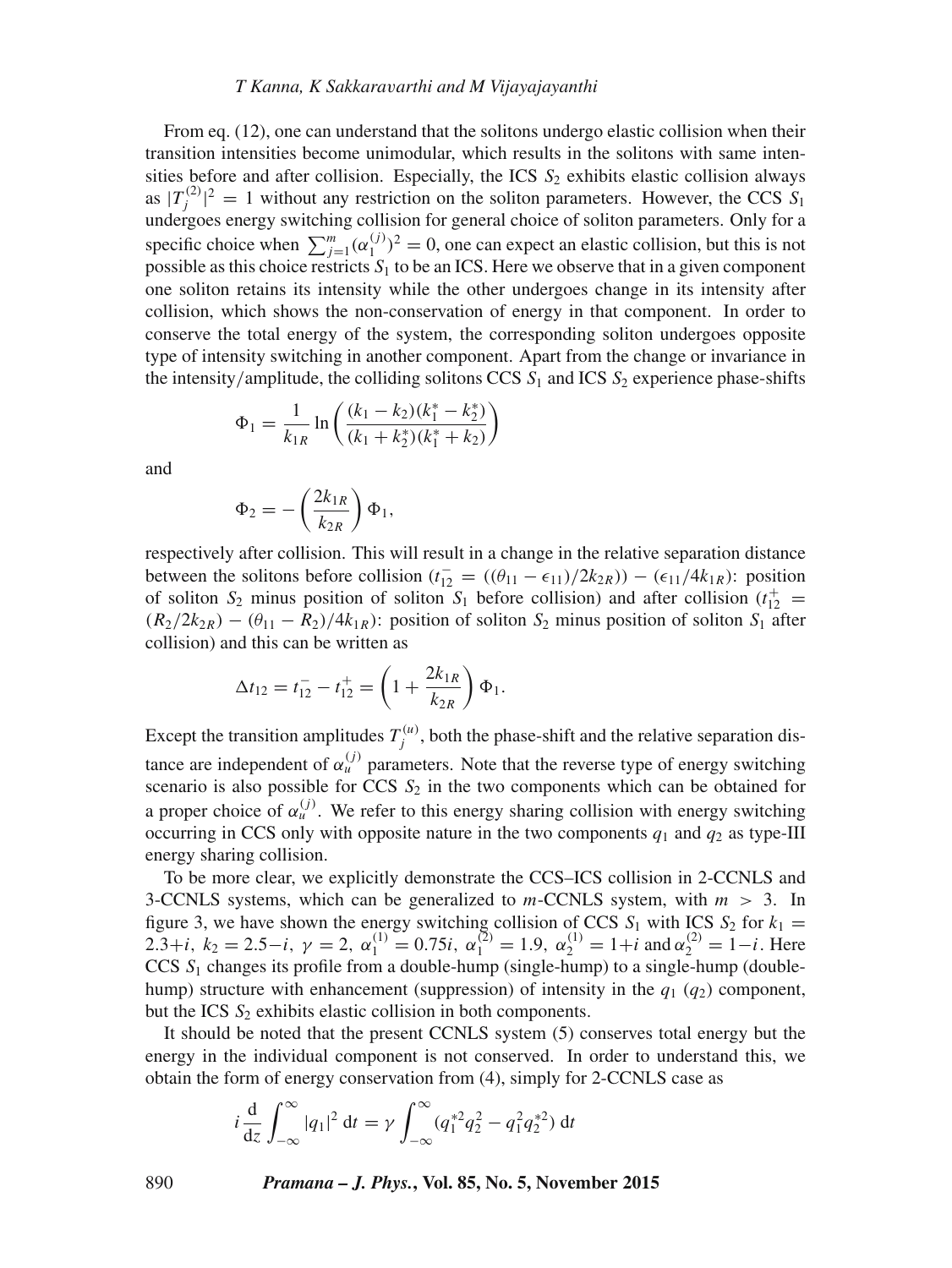From eq. (12), one can understand that the solitons undergo elastic collision when their transition intensities become unimodular, which results in the solitons with same intensities before and after collision. Especially, the ICS $S_2$ exhibits elastic collision always as $|T_j^{(2)}|^2 = 1$ without any restriction on the soliton parameters. However, the CCS $S_1$ undergoes energy switching collision for general choice of soliton parameters. Only for a specific choice when $\sum_{j=1}^{m}(\alpha_1^{(j)})^2 = 0$, one can expect an elastic collision, but this is not possible as this choice restricts $S_1$ to be an ICS. Here we observe that in a given component one soliton retains its intensity while the other undergoes change in its intensity after collision, which shows the non-conservation of energy in that component. In order to conserve the total energy of the system, the corresponding soliton undergoes opposite type of intensity switching in another component. Apart from the change or invariance in the intensity/amplitude, the colliding solitons CCS $S_1$ and ICS $S_2$ experience phase-shifts

$$\Phi_1 = \frac{1}{k_{1R}} \ln\left(\frac{(k_1 - k_2)(k_1^* - k_2^*)}{(k_1 + k_2^*)(k_1^* + k_2)}\right)$$

and

$$\Phi_2 = -\left(\frac{2k_{1R}}{k_{2R}}\right)\Phi_1,$$

respectively after collision. This will result in a change in the relative separation distance between the solitons before collision ($t_{12}^- = ((\theta_{11} - \epsilon_{11})/2k_{2R})) - (\epsilon_{11}/4k_{1R})$: position of soliton $S_2$ minus position of soliton $S_1$ before collision) and after collision ($t_{12}^+ = (R_2/2k_{2R}) - (\theta_{11} - R_2)/4k_{1R})$: position of soliton $S_2$ minus position of soliton $S_1$ after collision) and this can be written as

$$\Delta t_{12} = t_{12}^- - t_{12}^+ = \left(1 + \frac{2k_{1R}}{k_{2R}}\right)\Phi_1.$$

Except the transition amplitudes $T_j^{(u)}$, both the phase-shift and the relative separation distance are independent of $\alpha_u^{(j)}$ parameters. Note that the reverse type of energy switching scenario is also possible for CCS $S_2$ in the two components which can be obtained for a proper choice of $\alpha_u^{(j)}$. We refer to this energy sharing collision with energy switching occurring in CCS only with opposite nature in the two components $q_1$ and $q_2$ as type-III energy sharing collision.

To be more clear, we explicitly demonstrate the CCS–ICS collision in 2-CCNLS and 3-CCNLS systems, which can be generalized to $m$-CCNLS system, with $m > 3$. In figure 3, we have shown the energy switching collision of CCS $S_1$ with ICS $S_2$ for $k_1 = 2.3+i$, $k_2 = 2.5-i$, $\gamma = 2$, $\alpha_1^{(1)} = 0.75i$, $\alpha_1^{(2)} = 1.9$, $\alpha_2^{(1)} = 1+i$ and $\alpha_2^{(2)} = 1-i$. Here CCS $S_1$ changes its profile from a double-hump (single-hump) to a single-hump (double-hump) structure with enhancement (suppression) of intensity in the $q_1$ ($q_2$) component, but the ICS $S_2$ exhibits elastic collision in both components.

It should be noted that the present CCNLS system (5) conserves total energy but the energy in the individual component is not conserved. In order to understand this, we obtain the form of energy conservation from (4), simply for 2-CCNLS case as

$$i\frac{\mathrm{d}}{\mathrm{d}z}\int_{-\infty}^{\infty}|q_1|^2\,\mathrm{d}t = \gamma\int_{-\infty}^{\infty}(q_1^{*2}q_2^2 - q_1^2q_2^{*2})\,\mathrm{d}t$$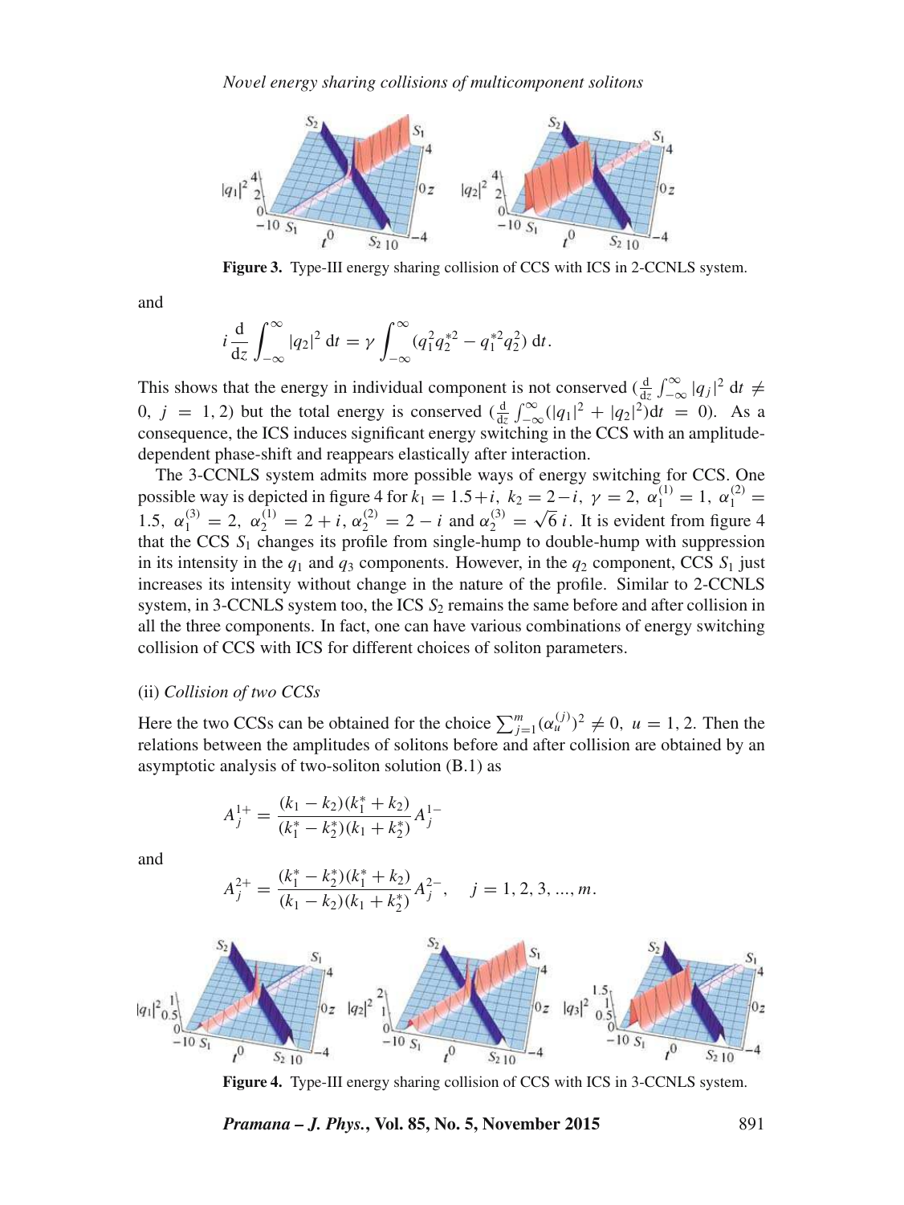Figure 3. Type-III energy sharing collision of CCS with ICS in 2-CCNLS system.

and

$$i\frac{\mathrm{d}}{\mathrm{d}z}\int_{-\infty}^{\infty}|q_2|^2\,\mathrm{d}t = \gamma\int_{-\infty}^{\infty}(q_1^2 q_2^{*2} - q_1^{*2}q_2^2)\,\mathrm{d}t.$$

This shows that the energy in individual component is not conserved ($\frac{\mathrm{d}}{\mathrm{d}z}\int_{-\infty}^{\infty}|q_j|^2\,\mathrm{d}t \neq 0,\ j = 1, 2$) but the total energy is conserved ($\frac{\mathrm{d}}{\mathrm{d}z}\int_{-\infty}^{\infty}(|q_1|^2 + |q_2|^2)\mathrm{d}t = 0$). As a consequence, the ICS induces significant energy switching in the CCS with an amplitude-dependent phase-shift and reappears elastically after interaction.

The 3-CCNLS system admits more possible ways of energy switching for CCS. One possible way is depicted in figure 4 for $k_1 = 1.5+i,\ k_2 = 2-i,\ \gamma = 2,\ \alpha_1^{(1)} = 1,\ \alpha_1^{(2)} = 1.5,\ \alpha_1^{(3)} = 2,\ \alpha_2^{(1)} = 2+i, \alpha_2^{(2)} = 2-i$ and $\alpha_2^{(3)} = \sqrt{6}\,i$. It is evident from figure 4 that the CCS $S_1$ changes its profile from single-hump to double-hump with suppression in its intensity in the $q_1$ and $q_3$ components. However, in the $q_2$ component, CCS $S_1$ just increases its intensity without change in the nature of the profile. Similar to 2-CCNLS system, in 3-CCNLS system too, the ICS $S_2$ remains the same before and after collision in all the three components. In fact, one can have various combinations of energy switching collision of CCS with ICS for different choices of soliton parameters.

(ii) *Collision of two CCSs*

Here the two CCSs can be obtained for the choice $\sum_{j=1}^{m}(\alpha_u^{(j)})^2 \neq 0,\ u = 1, 2$. Then the relations between the amplitudes of solitons before and after collision are obtained by an asymptotic analysis of two-soliton solution (B.1) as

$$A_j^{1+} = \frac{(k_1 - k_2)(k_1^* + k_2)}{(k_1^* - k_2^*)(k_1 + k_2^*)}A_j^{1-}$$

and

$$A_j^{2+} = \frac{(k_1^* - k_2^*)(k_1^* + k_2)}{(k_1 - k_2)(k_1 + k_2^*)}A_j^{2-}, \quad j = 1, 2, 3, ..., m.$$

Figure 4. Type-III energy sharing collision of CCS with ICS in 3-CCNLS system.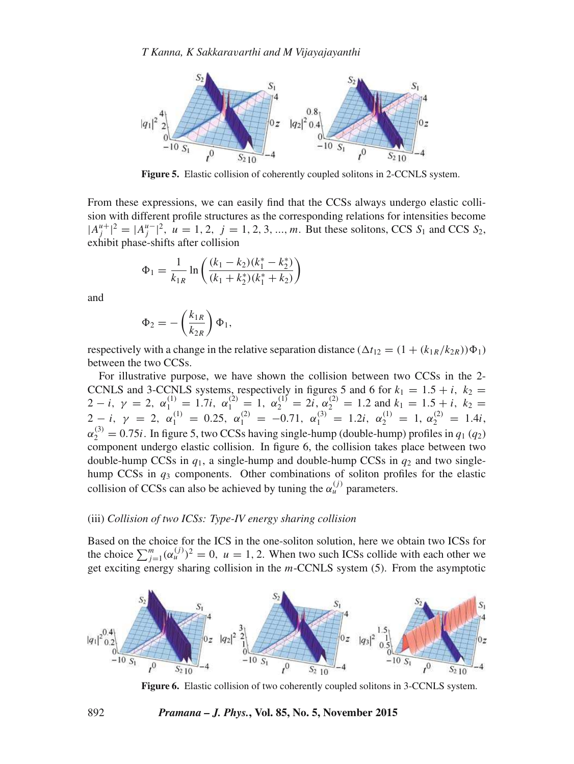**Figure 5.** Elastic collision of coherently coupled solitons in 2-CCNLS system.

From these expressions, we can easily find that the CCSs always undergo elastic collision with different profile structures as the corresponding relations for intensities become $|A_j^{u+}|^2 = |A_j^{u-}|^2$, $u = 1, 2$, $j = 1, 2, 3, ..., m$. But these solitons, CCS $S_1$ and CCS $S_2$, exhibit phase-shifts after collision

$$\Phi_1 = \frac{1}{k_{1R}} \ln\left(\frac{(k_1 - k_2)(k_1^* - k_2^*)}{(k_1 + k_2^*)(k_1^* + k_2)}\right)$$

and

$$\Phi_2 = -\left(\frac{k_{1R}}{k_{2R}}\right)\Phi_1,$$

respectively with a change in the relative separation distance ($\Delta t_{12} = (1 + (k_{1R}/k_{2R}))\Phi_1$) between the two CCSs.

For illustrative purpose, we have shown the collision between two CCSs in the 2-CCNLS and 3-CCNLS systems, respectively in figures 5 and 6 for $k_1 = 1.5 + i$, $k_2 = 2 - i$, $\gamma = 2$, $\alpha_1^{(1)} = 1.7i$, $\alpha_1^{(2)} = 1$, $\alpha_2^{(1)} = 2i$, $\alpha_2^{(2)} = 1.2$ and $k_1 = 1.5 + i$, $k_2 = 2 - i$, $\gamma = 2$, $\alpha_1^{(1)} = 0.25$, $\alpha_1^{(2)} = -0.71$, $\alpha_1^{(3)} = 1.2i$, $\alpha_2^{(1)} = 1$, $\alpha_2^{(2)} = 1.4i$, $\alpha_2^{(3)} = 0.75i$. In figure 5, two CCSs having single-hump (double-hump) profiles in $q_1$ ($q_2$) component undergo elastic collision. In figure 6, the collision takes place between two double-hump CCSs in $q_1$, a single-hump and double-hump CCSs in $q_2$ and two single-hump CCSs in $q_3$ components. Other combinations of soliton profiles for the elastic collision of CCSs can also be achieved by tuning the $\alpha_u^{(j)}$ parameters.

(iii) *Collision of two ICSs: Type-IV energy sharing collision*

Based on the choice for the ICS in the one-soliton solution, here we obtain two ICSs for the choice $\sum_{j=1}^{m}(\alpha_u^{(j)})^2 = 0$, $u = 1, 2$. When two such ICSs collide with each other we get exciting energy sharing collision in the $m$-CCNLS system (5). From the asymptotic

**Figure 6.** Elastic collision of two coherently coupled solitons in 3-CCNLS system.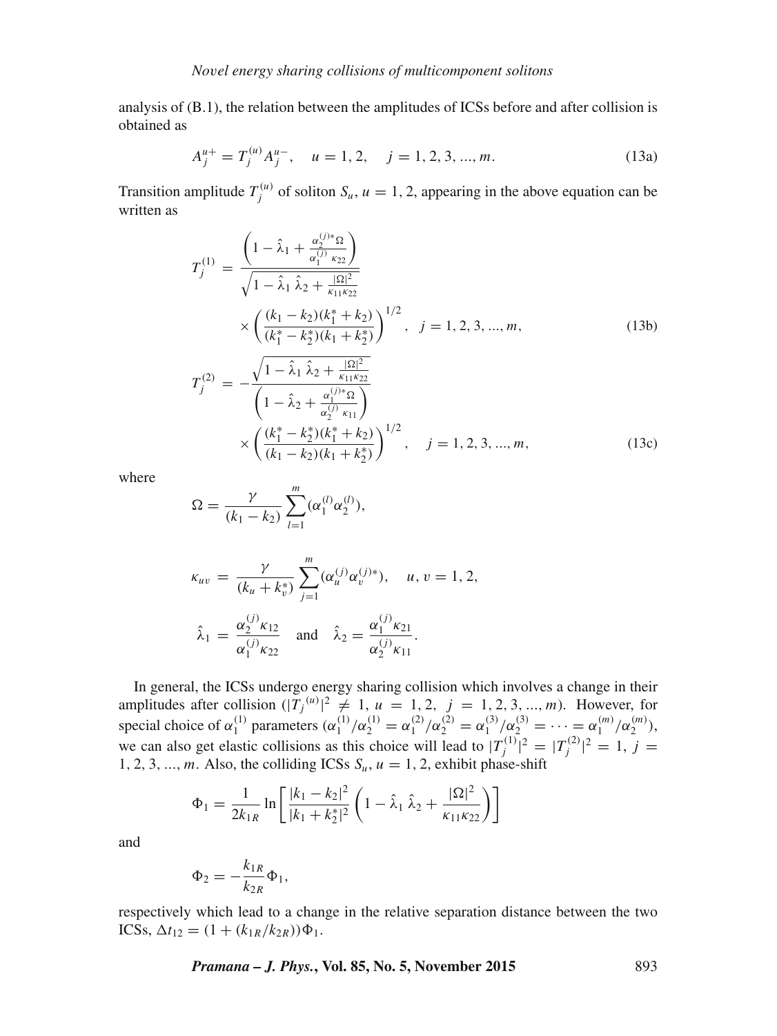analysis of (B.1), the relation between the amplitudes of ICSs before and after collision is obtained as

$$A_j^{u+} = T_j^{(u)} A_j^{u-}, \quad u = 1, 2, \quad j = 1, 2, 3, ..., m. \tag{13a}$$

Transition amplitude $T_j^{(u)}$ of soliton $S_u$, $u = 1, 2$, appearing in the above equation can be written as

$$T_j^{(1)} = \frac{\left(1 - \hat{\lambda}_1 + \frac{\alpha_2^{(j)*}\Omega}{\alpha_1^{(j)}\kappa_{22}}\right)}{\sqrt{1 - \hat{\lambda}_1\,\hat{\lambda}_2 + \frac{|\Omega|^2}{\kappa_{11}\kappa_{22}}}} \times \left(\frac{(k_1 - k_2)(k_1^* + k_2)}{(k_1^* - k_2^*)(k_1 + k_2^*)}\right)^{1/2}, \quad j = 1, 2, 3, ..., m, \tag{13b}$$

$$T_j^{(2)} = -\frac{\sqrt{1 - \hat{\lambda}_1\,\hat{\lambda}_2 + \frac{|\Omega|^2}{\kappa_{11}\kappa_{22}}}}{\left(1 - \hat{\lambda}_2 + \frac{\alpha_1^{(j)*}\Omega}{\alpha_2^{(j)}\kappa_{11}}\right)} \times \left(\frac{(k_1^* - k_2^*)(k_1^* + k_2)}{(k_1 - k_2)(k_1 + k_2^*)}\right)^{1/2}, \quad j = 1, 2, 3, ..., m, \tag{13c}$$

where

$$\Omega = \frac{\gamma}{(k_1 - k_2)} \sum_{l=1}^{m} (\alpha_1^{(l)} \alpha_2^{(l)}),$$

$$\kappa_{uv} = \frac{\gamma}{(k_u + k_v^*)} \sum_{j=1}^{m} (\alpha_u^{(j)} \alpha_v^{(j)*}), \quad u, v = 1, 2,$$

$$\hat{\lambda}_1 = \frac{\alpha_2^{(j)}\kappa_{12}}{\alpha_1^{(j)}\kappa_{22}} \quad \text{and} \quad \hat{\lambda}_2 = \frac{\alpha_1^{(j)}\kappa_{21}}{\alpha_2^{(j)}\kappa_{11}}.$$

In general, the ICSs undergo energy sharing collision which involves a change in their amplitudes after collision ($|T_j{}^{(u)}|^2 \neq 1$, $u = 1, 2$, $j = 1, 2, 3, ..., m$). However, for special choice of $\alpha_1^{(1)}$ parameters ($\alpha_1^{(1)}/\alpha_2^{(1)} = \alpha_1^{(2)}/\alpha_2^{(2)} = \alpha_1^{(3)}/\alpha_2^{(3)} = \cdots = \alpha_1^{(m)}/\alpha_2^{(m)}$), we can also get elastic collisions as this choice will lead to $|T_j^{(1)}|^2 = |T_j^{(2)}|^2 = 1$, $j = 1, 2, 3, ..., m$. Also, the colliding ICSs $S_u$, $u = 1, 2$, exhibit phase-shift

$$\Phi_1 = \frac{1}{2k_{1R}} \ln\left[\frac{|k_1 - k_2|^2}{|k_1 + k_2^*|^2}\left(1 - \hat{\lambda}_1\,\hat{\lambda}_2 + \frac{|\Omega|^2}{\kappa_{11}\kappa_{22}}\right)\right]$$

and

$$\Phi_2 = -\frac{k_{1R}}{k_{2R}}\Phi_1,$$

respectively which lead to a change in the relative separation distance between the two ICSs, $\Delta t_{12} = (1 + (k_{1R}/k_{2R}))\Phi_1$.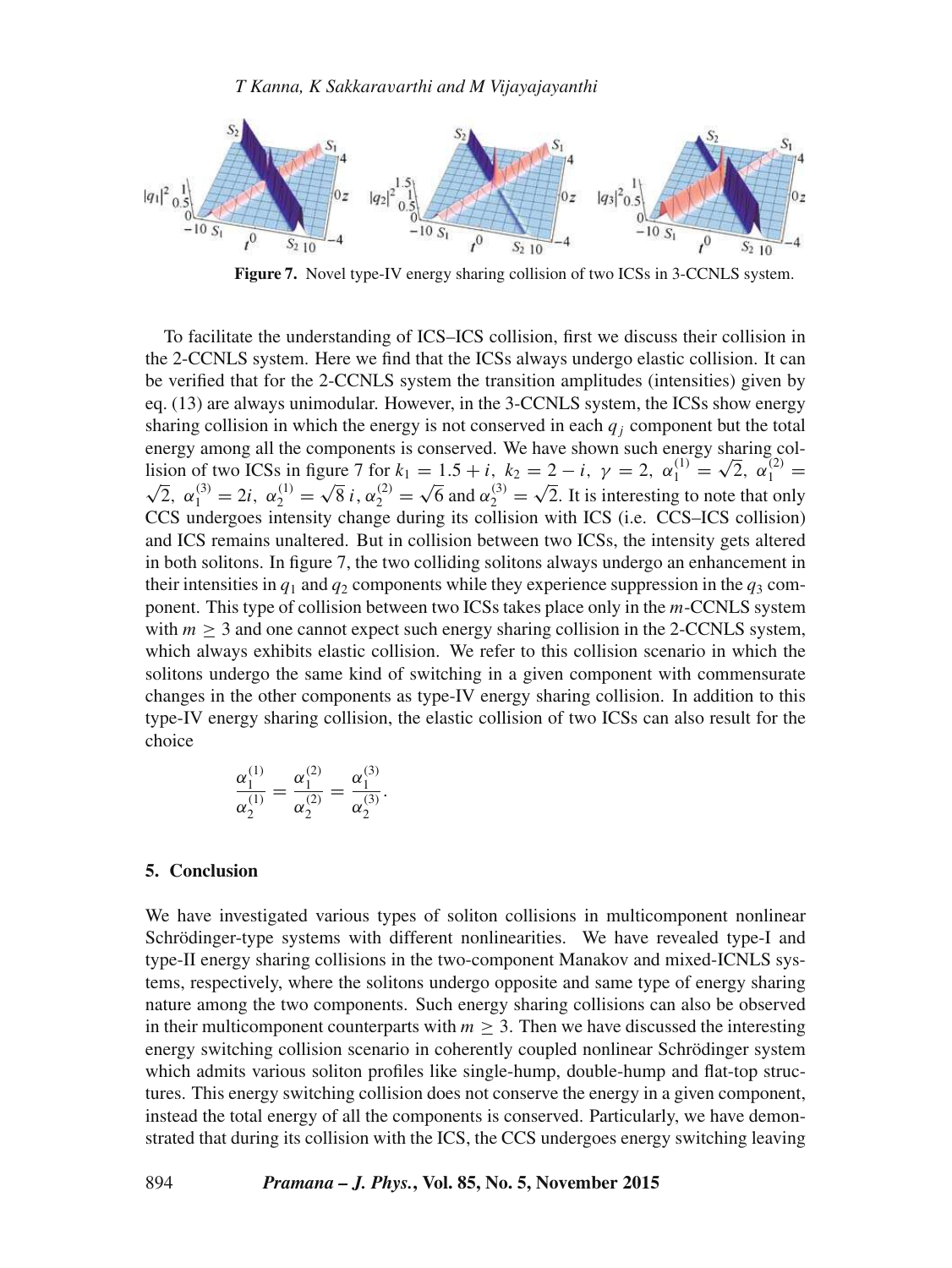**Figure 7.** Novel type-IV energy sharing collision of two ICSs in 3-CCNLS system.

To facilitate the understanding of ICS–ICS collision, first we discuss their collision in the 2-CCNLS system. Here we find that the ICSs always undergo elastic collision. It can be verified that for the 2-CCNLS system the transition amplitudes (intensities) given by eq. (13) are always unimodular. However, in the 3-CCNLS system, the ICSs show energy sharing collision in which the energy is not conserved in each $q_j$ component but the total energy among all the components is conserved. We have shown such energy sharing collision of two ICSs in figure 7 for $k_1 = 1.5 + i,\ k_2 = 2 - i,\ \gamma = 2,\ \alpha_1^{(1)} = \sqrt{2},\ \alpha_1^{(2)} = \sqrt{2},\ \alpha_1^{(3)} = 2i,\ \alpha_2^{(1)} = \sqrt{8}\,i, \alpha_2^{(2)} = \sqrt{6}$ and $\alpha_2^{(3)} = \sqrt{2}$. It is interesting to note that only CCS undergoes intensity change during its collision with ICS (i.e. CCS–ICS collision) and ICS remains unaltered. But in collision between two ICSs, the intensity gets altered in both solitons. In figure 7, the two colliding solitons always undergo an enhancement in their intensities in $q_1$ and $q_2$ components while they experience suppression in the $q_3$ component. This type of collision between two ICSs takes place only in the $m$-CCNLS system with $m \geq 3$ and one cannot expect such energy sharing collision in the 2-CCNLS system, which always exhibits elastic collision. We refer to this collision scenario in which the solitons undergo the same kind of switching in a given component with commensurate changes in the other components as type-IV energy sharing collision. In addition to this type-IV energy sharing collision, the elastic collision of two ICSs can also result for the choice

$$\frac{\alpha_1^{(1)}}{\alpha_2^{(1)}} = \frac{\alpha_1^{(2)}}{\alpha_2^{(2)}} = \frac{\alpha_1^{(3)}}{\alpha_2^{(3)}}.$$

## 5. Conclusion

We have investigated various types of soliton collisions in multicomponent nonlinear Schrödinger-type systems with different nonlinearities. We have revealed type-I and type-II energy sharing collisions in the two-component Manakov and mixed-ICNLS systems, respectively, where the solitons undergo opposite and same type of energy sharing nature among the two components. Such energy sharing collisions can also be observed in their multicomponent counterparts with $m \geq 3$. Then we have discussed the interesting energy switching collision scenario in coherently coupled nonlinear Schrödinger system which admits various soliton profiles like single-hump, double-hump and flat-top structures. This energy switching collision does not conserve the energy in a given component, instead the total energy of all the components is conserved. Particularly, we have demonstrated that during its collision with the ICS, the CCS undergoes energy switching leaving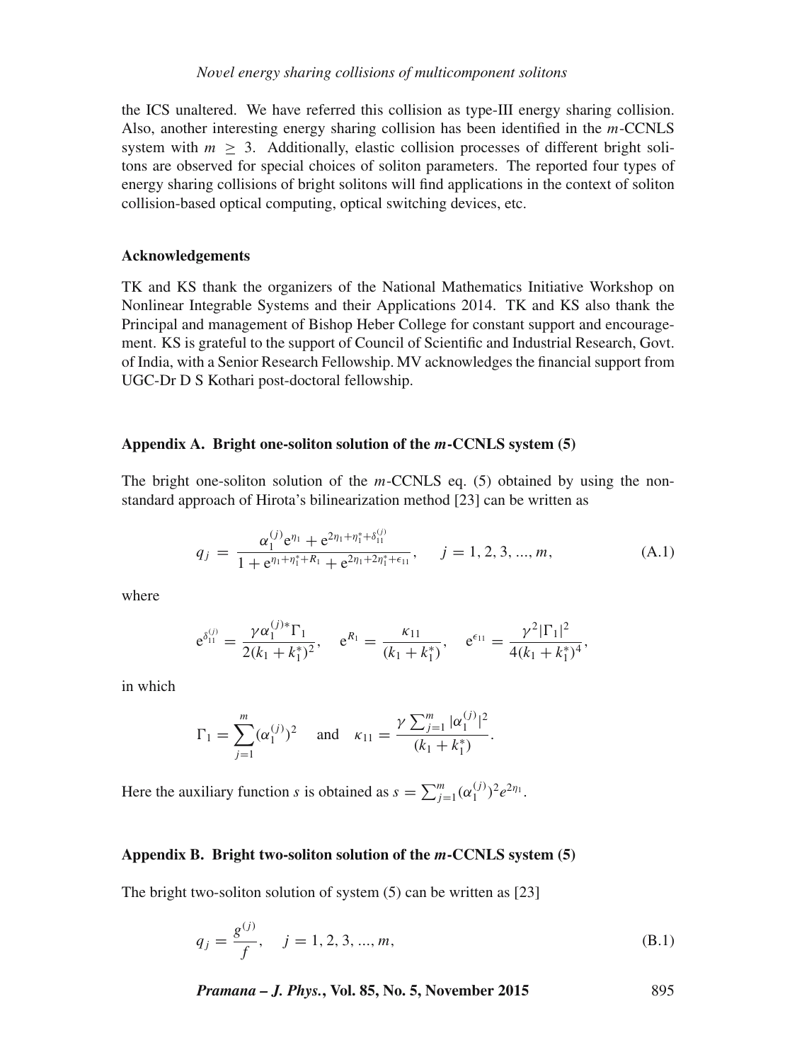the ICS unaltered. We have referred this collision as type-III energy sharing collision. Also, another interesting energy sharing collision has been identified in the $m$-CCNLS system with $m \geq 3$. Additionally, elastic collision processes of different bright solitons are observed for special choices of soliton parameters. The reported four types of energy sharing collisions of bright solitons will find applications in the context of soliton collision-based optical computing, optical switching devices, etc.

### Acknowledgements

TK and KS thank the organizers of the National Mathematics Initiative Workshop on Nonlinear Integrable Systems and their Applications 2014. TK and KS also thank the Principal and management of Bishop Heber College for constant support and encouragement. KS is grateful to the support of Council of Scientific and Industrial Research, Govt. of India, with a Senior Research Fellowship. MV acknowledges the financial support from UGC-Dr D S Kothari post-doctoral fellowship.

### Appendix A. Bright one-soliton solution of the *m*-CCNLS system (5)

The bright one-soliton solution of the $m$-CCNLS eq. (5) obtained by using the non-standard approach of Hirota's bilinearization method [23] can be written as

$$q_j = \frac{\alpha_1^{(j)} e^{\eta_1} + e^{2\eta_1 + \eta_1^* + \delta_{11}^{(j)}}}{1 + e^{\eta_1 + \eta_1^* + R_1} + e^{2\eta_1 + 2\eta_1^* + \epsilon_{11}}}, \quad j = 1, 2, 3, ..., m, \tag{A.1}$$

where

$$e^{\delta_{11}^{(j)}} = \frac{\gamma \alpha_1^{(j)*} \Gamma_1}{2(k_1 + k_1^*)^2}, \quad e^{R_1} = \frac{\kappa_{11}}{(k_1 + k_1^*)}, \quad e^{\epsilon_{11}} = \frac{\gamma^2 |\Gamma_1|^2}{4(k_1 + k_1^*)^4},$$

in which

$$\Gamma_1 = \sum_{j=1}^{m} (\alpha_1^{(j)})^2 \quad \text{and} \quad \kappa_{11} = \frac{\gamma \sum_{j=1}^{m} |\alpha_1^{(j)}|^2}{(k_1 + k_1^*)}.$$

Here the auxiliary function $s$ is obtained as $s = \sum_{j=1}^{m} (\alpha_1^{(j)})^2 e^{2\eta_1}$.

### Appendix B. Bright two-soliton solution of the *m*-CCNLS system (5)

The bright two-soliton solution of system (5) can be written as [23]

$$q_j = \frac{g^{(j)}}{f}, \quad j = 1, 2, 3, ..., m, \tag{B.1}$$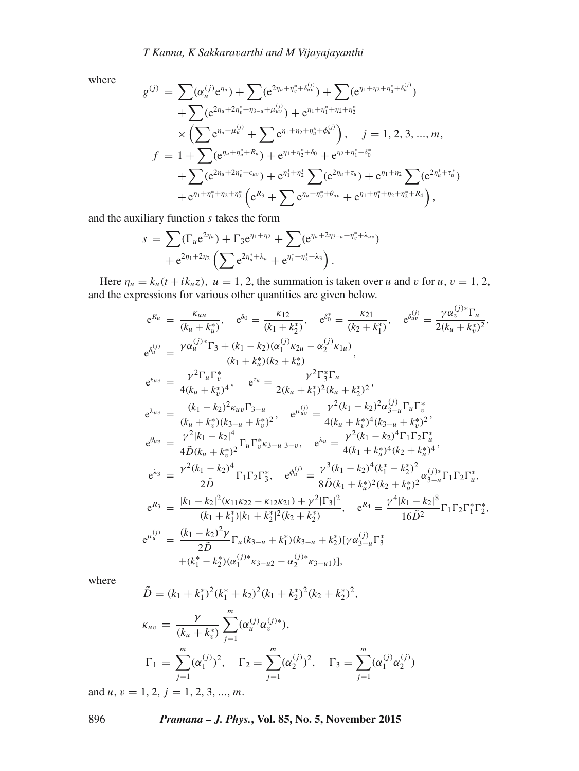where

$$
\begin{aligned}
g^{(j)} &= \sum(\alpha_u^{(j)} e^{\eta_u}) + \sum(e^{2\eta_u+\eta_v^*+\delta_{uv}^{(j)}}) + \sum(e^{\eta_1+\eta_2+\eta_u^*+\delta_u^{(j)}}) \\
&\quad + \sum(e^{2\eta_u+2\eta_v^*+\eta_{3-u}+\mu_{uv}^{(j)}}) + e^{\eta_1+\eta_1^*+\eta_2+\eta_2^*} \\
&\quad \times \left(\sum e^{\eta_u+\mu_u^{(j)}} + \sum e^{\eta_1+\eta_2+\eta_u^*+\phi_u^{(j)}}\right), \quad j = 1, 2, 3, ..., m, \\
f &= 1 + \sum(e^{\eta_u+\eta_u^*+R_u}) + e^{\eta_1+\eta_2^*+\delta_0} + e^{\eta_2+\eta_1^*+\delta_0^*} \\
&\quad + \sum(e^{2\eta_u+2\eta_v^*+\epsilon_{uv}}) + e^{\eta_1^*+\eta_2^*}\sum(e^{2\eta_u+\tau_u}) + e^{\eta_1+\eta_2}\sum(e^{2\eta_u^*+\tau_u^*}) \\
&\quad + e^{\eta_1+\eta_1^*+\eta_2+\eta_2^*}\left(e^{R_3} + \sum e^{\eta_u+\eta_v^*+\theta_{uv}} + e^{\eta_1+\eta_1^*+\eta_2+\eta_2^*+R_4}\right),
\end{aligned}
$$

and the auxiliary function $s$ takes the form

$$
\begin{aligned}
s &= \sum(\Gamma_u e^{2\eta_u}) + \Gamma_3 e^{\eta_1+\eta_2} + \sum(e^{\eta_u+2\eta_{3-u}+\eta_v^*+\lambda_{uv}}) \\
&\quad + e^{2\eta_1+2\eta_2}\left(\sum e^{2\eta_u^*+\lambda_u} + e^{\eta_1^*+\eta_2^*+\lambda_3}\right).
\end{aligned}
$$

Here $\eta_u = k_u(t + ik_u z)$, $u = 1, 2$, the summation is taken over $u$ and $v$ for $u, v = 1, 2$, and the expressions for various other quantities are given below.

$$
\begin{aligned}
e^{R_u} &= \frac{\kappa_{uu}}{(k_u + k_u^*)}, \quad e^{\delta_0} = \frac{\kappa_{12}}{(k_1 + k_2^*)}, \quad e^{\delta_0^*} = \frac{\kappa_{21}}{(k_2 + k_1^*)}, \quad e^{\delta_{uv}^{(j)}} = \frac{\gamma\alpha_v^{(j)*}\Gamma_u}{2(k_u + k_v^*)^2}, \\
e^{\delta_u^{(j)}} &= \frac{\gamma\alpha_u^{(j)*}\Gamma_3 + (k_1 - k_2)(\alpha_1^{(j)}\kappa_{2u} - \alpha_2^{(j)}\kappa_{1u})}{(k_1 + k_u^*)(k_2 + k_u^*)}, \\
e^{\epsilon_{uv}} &= \frac{\gamma^2\Gamma_u\Gamma_v^*}{4(k_u + k_v^*)^4}, \quad e^{\tau_u} = \frac{\gamma^2\Gamma_3^*\Gamma_u}{2(k_u + k_1^*)^2(k_u + k_2^*)^2}, \\
e^{\lambda_{uv}} &= \frac{(k_1 - k_2)^2\kappa_{uv}\Gamma_{3-u}}{(k_u + k_v^*)(k_{3-u} + k_v^*)^2}, \quad e^{\mu_{uv}^{(j)}} = \frac{\gamma^2(k_1 - k_2)^2\alpha_{3-u}^{(j)}\Gamma_u\Gamma_v^*}{4(k_u + k_v^*)^4(k_{3-u} + k_v^*)^2}, \\
e^{\theta_{uv}} &= \frac{\gamma^2|k_1 - k_2|^4}{4\tilde{D}(k_u + k_v^*)^2}\Gamma_u\Gamma_v^*\kappa_{3-u\,3-v}, \quad e^{\lambda_u} = \frac{\gamma^2(k_1 - k_2)^4\Gamma_1\Gamma_2\Gamma_u^*}{4(k_1 + k_u^*)^4(k_2 + k_u^*)^4}, \\
e^{\lambda_3} &= \frac{\gamma^2(k_1 - k_2)^4}{2\tilde{D}}\Gamma_1\Gamma_2\Gamma_3^*, \quad e^{\phi_u^{(j)}} = \frac{\gamma^3(k_1 - k_2)^4(k_1^* - k_2^*)^2}{8\tilde{D}(k_1 + k_u^*)^2(k_2 + k_u^*)^2}\alpha_{3-u}^{(j)*}\Gamma_1\Gamma_2\Gamma_u^*, \\
e^{R_3} &= \frac{|k_1 - k_2|^2(\kappa_{11}\kappa_{22} - \kappa_{12}\kappa_{21}) + \gamma^2|\Gamma_3|^2}{(k_1 + k_1^*)|k_1 + k_2^*|^2(k_2 + k_2^*)}, \quad e^{R_4} = \frac{\gamma^4|k_1 - k_2|^8}{16\tilde{D}^2}\Gamma_1\Gamma_2\Gamma_1^*\Gamma_2^*, \\
e^{\mu_u^{(j)}} &= \frac{(k_1 - k_2)^2\gamma}{2\tilde{D}}\Gamma_u(k_{3-u} + k_1^*)(k_{3-u} + k_2^*)[\gamma\alpha_{3-u}^{(j)}\Gamma_3^* \\
&\quad + (k_1^* - k_2^*)(\alpha_1^{(j)*}\kappa_{3-u2} - \alpha_2^{(j)*}\kappa_{3-u1})],
\end{aligned}
$$

where

$$
\begin{aligned}
\tilde{D} &= (k_1 + k_1^*)^2(k_1^* + k_2)^2(k_1 + k_2^*)^2(k_2 + k_2^*)^2, \\
\kappa_{uv} &= \frac{\gamma}{(k_u + k_v^*)}\sum_{j=1}^{m}(\alpha_u^{(j)}\alpha_v^{(j)*}), \\
\Gamma_1 &= \sum_{j=1}^{m}(\alpha_1^{(j)})^2, \quad \Gamma_2 = \sum_{j=1}^{m}(\alpha_2^{(j)})^2, \quad \Gamma_3 = \sum_{j=1}^{m}(\alpha_1^{(j)}\alpha_2^{(j)})
\end{aligned}
$$

and $u, v = 1, 2$, $j = 1, 2, 3, ..., m$.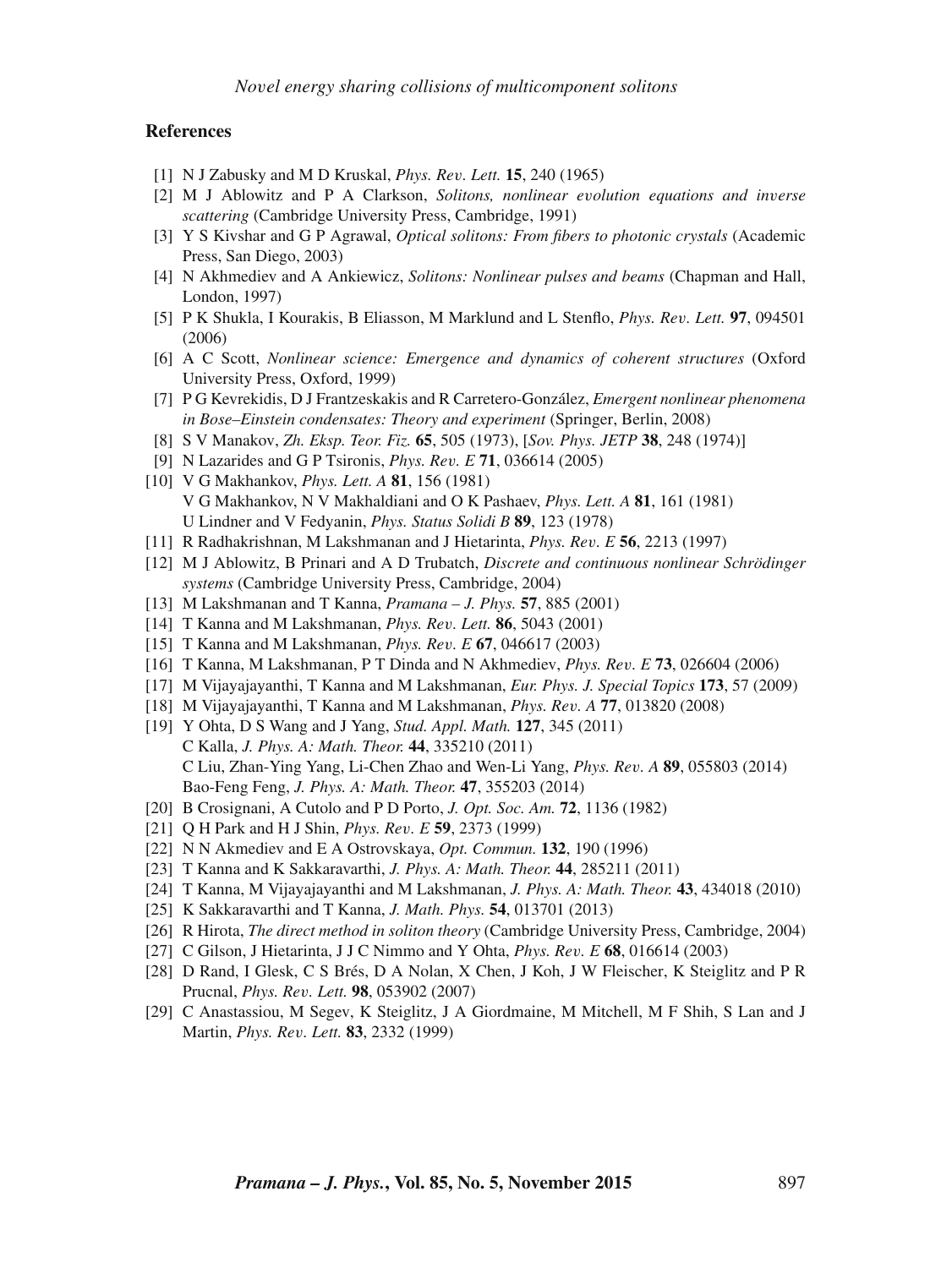## References

[1] N J Zabusky and M D Kruskal, *Phys. Rev. Lett.* **15**, 240 (1965)

[2] M J Ablowitz and P A Clarkson, *Solitons, nonlinear evolution equations and inverse scattering* (Cambridge University Press, Cambridge, 1991)

[3] Y S Kivshar and G P Agrawal, *Optical solitons: From fibers to photonic crystals* (Academic Press, San Diego, 2003)

[4] N Akhmediev and A Ankiewicz, *Solitons: Nonlinear pulses and beams* (Chapman and Hall, London, 1997)

[5] P K Shukla, I Kourakis, B Eliasson, M Marklund and L Stenflo, *Phys. Rev. Lett.* **97**, 094501 (2006)

[6] A C Scott, *Nonlinear science: Emergence and dynamics of coherent structures* (Oxford University Press, Oxford, 1999)

[7] P G Kevrekidis, D J Frantzeskakis and R Carretero-González, *Emergent nonlinear phenomena in Bose–Einstein condensates: Theory and experiment* (Springer, Berlin, 2008)

[8] S V Manakov, *Zh. Eksp. Teor. Fiz.* **65**, 505 (1973), [*Sov. Phys. JETP* **38**, 248 (1974)]

[9] N Lazarides and G P Tsironis, *Phys. Rev. E* **71**, 036614 (2005)

[10] V G Makhankov, *Phys. Lett. A* **81**, 156 (1981)
V G Makhankov, N V Makhaldiani and O K Pashaev, *Phys. Lett. A* **81**, 161 (1981)
U Lindner and V Fedyanin, *Phys. Status Solidi B* **89**, 123 (1978)

[11] R Radhakrishnan, M Lakshmanan and J Hietarinta, *Phys. Rev. E* **56**, 2213 (1997)

[12] M J Ablowitz, B Prinari and A D Trubatch, *Discrete and continuous nonlinear Schrödinger systems* (Cambridge University Press, Cambridge, 2004)

[13] M Lakshmanan and T Kanna, *Pramana – J. Phys.* **57**, 885 (2001)

[14] T Kanna and M Lakshmanan, *Phys. Rev. Lett.* **86**, 5043 (2001)

[15] T Kanna and M Lakshmanan, *Phys. Rev. E* **67**, 046617 (2003)

[16] T Kanna, M Lakshmanan, P T Dinda and N Akhmediev, *Phys. Rev. E* **73**, 026604 (2006)

[17] M Vijayajayanthi, T Kanna and M Lakshmanan, *Eur. Phys. J. Special Topics* **173**, 57 (2009)

[18] M Vijayajayanthi, T Kanna and M Lakshmanan, *Phys. Rev. A* **77**, 013820 (2008)

[19] Y Ohta, D S Wang and J Yang, *Stud. Appl. Math.* **127**, 345 (2011)
C Kalla, *J. Phys. A: Math. Theor.* **44**, 335210 (2011)
C Liu, Zhan-Ying Yang, Li-Chen Zhao and Wen-Li Yang, *Phys. Rev. A* **89**, 055803 (2014)
Bao-Feng Feng, *J. Phys. A: Math. Theor.* **47**, 355203 (2014)

[20] B Crosignani, A Cutolo and P D Porto, *J. Opt. Soc. Am.* **72**, 1136 (1982)

[21] Q H Park and H J Shin, *Phys. Rev. E* **59**, 2373 (1999)

[22] N N Akmediev and E A Ostrovskaya, *Opt. Commun.* **132**, 190 (1996)

[23] T Kanna and K Sakkaravarthi, *J. Phys. A: Math. Theor.* **44**, 285211 (2011)

[24] T Kanna, M Vijayajayanthi and M Lakshmanan, *J. Phys. A: Math. Theor.* **43**, 434018 (2010)

[25] K Sakkaravarthi and T Kanna, *J. Math. Phys.* **54**, 013701 (2013)

[26] R Hirota, *The direct method in soliton theory* (Cambridge University Press, Cambridge, 2004)

[27] C Gilson, J Hietarinta, J J C Nimmo and Y Ohta, *Phys. Rev. E* **68**, 016614 (2003)

[28] D Rand, I Glesk, C S Brés, D A Nolan, X Chen, J Koh, J W Fleischer, K Steiglitz and P R Prucnal, *Phys. Rev. Lett.* **98**, 053902 (2007)

[29] C Anastassiou, M Segev, K Steiglitz, J A Giordmaine, M Mitchell, M F Shih, S Lan and J Martin, *Phys. Rev. Lett.* **83**, 2332 (1999)